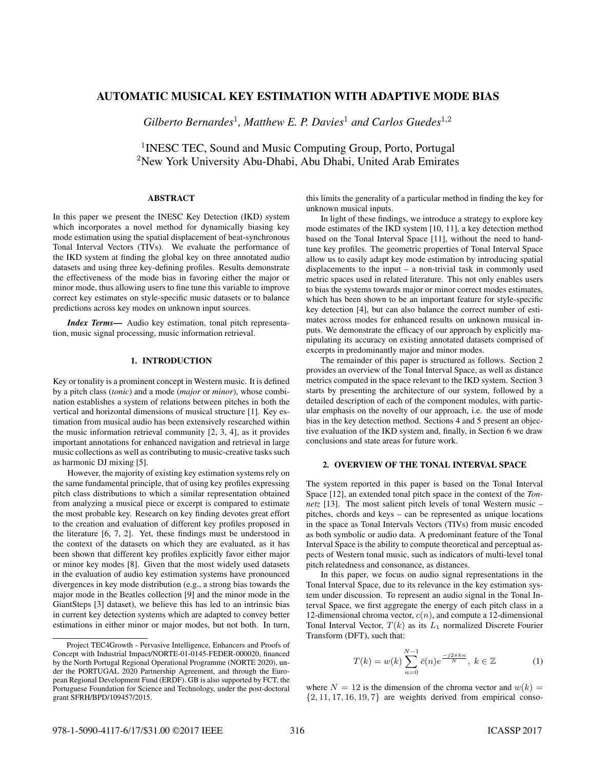# AUTOMATIC MUSICAL KEY ESTIMATION WITH ADAPTIVE MODE BIAS

*Gilberto Bernardes*[1], *Matthew E. P. Davies*[1] *and Carlos Guedes*[1,2]

[1]INESC TEC, Sound and Music Computing Group, Porto, Portugal
[2]New York University Abu-Dhabi, Abu Dhabi, United Arab Emirates

## ABSTRACT

In this paper we present the INESC Key Detection (IKD) system which incorporates a novel method for dynamically biasing key mode estimation using the spatial displacement of beat-synchronous Tonal Interval Vectors (TIVs). We evaluate the performance of the IKD system at finding the global key on three annotated audio datasets and using three key-defining profiles. Results demonstrate the effectiveness of the mode bias in favoring either the major or minor mode, thus allowing users to fine tune this variable to improve correct key estimates on style-specific music datasets or to balance predictions across key modes on unknown input sources.

***Index Terms—*** Audio key estimation, tonal pitch representation, music signal processing, music information retrieval.

## 1. INTRODUCTION

Key or tonality is a prominent concept in Western music. It is defined by a pitch class (*tonic*) and a mode (*major* or *minor*), whose combination establishes a system of relations between pitches in both the vertical and horizontal dimensions of musical structure [1]. Key estimation from musical audio has been extensively researched within the music information retrieval community [2, 3, 4], as it provides important annotations for enhanced navigation and retrieval in large music collections as well as contributing to music-creative tasks such as harmonic DJ mixing [5].

However, the majority of existing key estimation systems rely on the same fundamental principle, that of using key profiles expressing pitch class distributions to which a similar representation obtained from analyzing a musical piece or excerpt is compared to estimate the most probable key. Research on key finding devotes great effort to the creation and evaluation of different key profiles proposed in the literature [6, 7, 2]. Yet, these findings must be understood in the context of the datasets on which they are evaluated, as it has been shown that different key profiles explicitly favor either major or minor key modes [8]. Given that the most widely used datasets in the evaluation of audio key estimation systems have pronounced divergences in key mode distribution (e.g., a strong bias towards the major mode in the Beatles collection [9] and the minor mode in the GiantSteps [3] dataset), we believe this has led to an intrinsic bias in current key detection systems which are adapted to convey better estimations in either minor or major modes, but not both. In turn, this limits the generality of a particular method in finding the key for unknown musical inputs.

In light of these findings, we introduce a strategy to explore key mode estimates of the IKD system [10, 11], a key detection method based on the Tonal Interval Space [11], without the need to hand-tune key profiles. The geometric properties of Tonal Interval Space allow us to easily adapt key mode estimation by introducing spatial displacements to the input – a non-trivial task in commonly used metric spaces used in related literature. This not only enables users to bias the systems towards major or minor correct modes estimates, which has been shown to be an important feature for style-specific key detection [4], but can also balance the correct number of estimates across modes for enhanced results on unknown musical inputs. We demonstrate the efficacy of our approach by explicitly manipulating its accuracy on existing annotated datasets comprised of excerpts in predominantly major and minor modes.

The remainder of this paper is structured as follows. Section 2 provides an overview of the Tonal Interval Space, as well as distance metrics computed in the space relevant to the IKD system. Section 3 starts by presenting the architecture of our system, followed by a detailed description of each of the component modules, with particular emphasis on the novelty of our approach, i.e. the use of mode bias in the key detection method. Sections 4 and 5 present an objective evaluation of the IKD system and, finally, in Section 6 we draw conclusions and state areas for future work.

## 2. OVERVIEW OF THE TONAL INTERVAL SPACE

The system reported in this paper is based on the Tonal Interval Space [12], an extended tonal pitch space in the context of the *Tonnetz* [13]. The most salient pitch levels of tonal Western music – pitches, chords and keys – can be represented as unique locations in the space as Tonal Intervals Vectors (TIVs) from music encoded as both symbolic or audio data. A predominant feature of the Tonal Interval Space is the ability to compute theoretical and perceptual aspects of Western tonal music, such as indicators of multi-level tonal pitch relatedness and consonance, as distances.

In this paper, we focus on audio signal representations in the Tonal Interval Space, due to its relevance in the key estimation system under discussion. To represent an audio signal in the Tonal Interval Space, we first aggregate the energy of each pitch class in a 12-dimensional chroma vector, $c(n)$, and compute a 12-dimensional Tonal Interval Vector, $T(k)$ as its $L_1$ normalized Discrete Fourier Transform (DFT), such that:

$$T(k) = w(k) \sum_{n=0}^{N-1} \bar{c}(n) e^{\frac{-j2\pi kn}{N}}, \; k \in \mathbb{Z} \tag{1}$$

where $N = 12$ is the dimension of the chroma vector and $w(k) = \{2, 11, 17, 16, 19, 7\}$ are weights derived from empirical conso-

---

Project TEC4Growth - Pervasive Intelligence, Enhancers and Proofs of Concept with Industrial Impact/NORTE-01-0145-FEDER-000020, financed by the North Portugal Regional Operational Programme (NORTE 2020), under the PORTUGAL 2020 Partnership Agreement, and through the European Regional Development Fund (ERDF). GB is also supported by FCT, the Portuguese Foundation for Science and Technology, under the post-doctoral grant SFRH/BPD/109457/2015.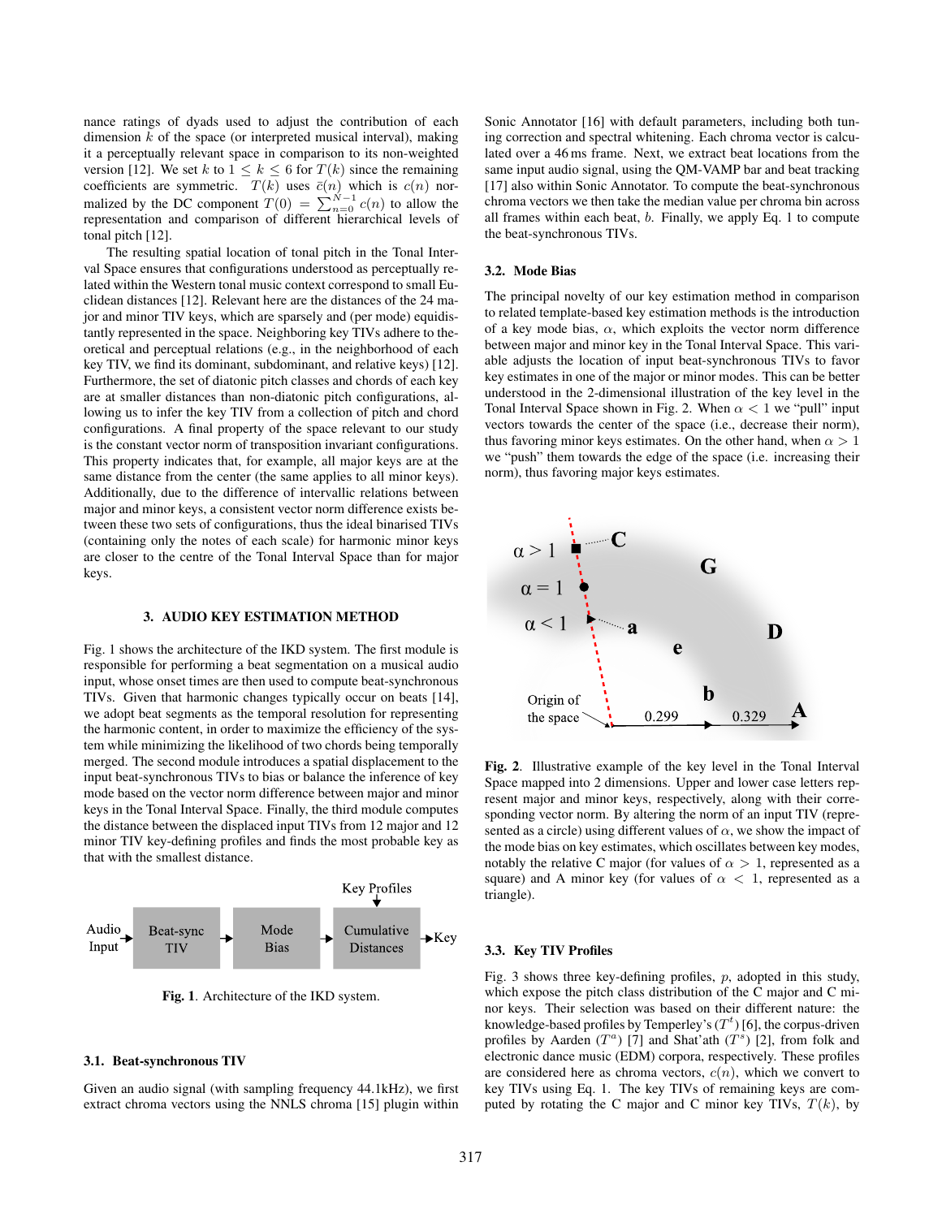nance ratings of dyads used to adjust the contribution of each dimension $k$ of the space (or interpreted musical interval), making it a perceptually relevant space in comparison to its non-weighted version [12]. We set $k$ to $1 \leq k \leq 6$ for $T(k)$ since the remaining coefficients are symmetric. $T(k)$ uses $\bar{c}(n)$ which is $c(n)$ normalized by the DC component $T(0) = \sum_{n=0}^{N-1} c(n)$ to allow the representation and comparison of different hierarchical levels of tonal pitch [12].

The resulting spatial location of tonal pitch in the Tonal Interval Space ensures that configurations understood as perceptually related within the Western tonal music context correspond to small Euclidean distances [12]. Relevant here are the distances of the 24 major and minor TIV keys, which are sparsely and (per mode) equidistantly represented in the space. Neighboring key TIVs adhere to theoretical and perceptual relations (e.g., in the neighborhood of each key TIV, we find its dominant, subdominant, and relative keys) [12]. Furthermore, the set of diatonic pitch classes and chords of each key are at smaller distances than non-diatonic pitch configurations, allowing us to infer the key TIV from a collection of pitch and chord configurations. A final property of the space relevant to our study is the constant vector norm of transposition invariant configurations. This property indicates that, for example, all major keys are at the same distance from the center (the same applies to all minor keys). Additionally, due to the difference of intervallic relations between major and minor keys, a consistent vector norm difference exists between these two sets of configurations, thus the ideal binarised TIVs (containing only the notes of each scale) for harmonic minor keys are closer to the centre of the Tonal Interval Space than for major keys.

## 3. AUDIO KEY ESTIMATION METHOD

Fig. 1 shows the architecture of the IKD system. The first module is responsible for performing a beat segmentation on a musical audio input, whose onset times are then used to compute beat-synchronous TIVs. Given that harmonic changes typically occur on beats [14], we adopt beat segments as the temporal resolution for representing the harmonic content, in order to maximize the efficiency of the system while minimizing the likelihood of two chords being temporally merged. The second module introduces a spatial displacement to the input beat-synchronous TIVs to bias or balance the inference of key mode based on the vector norm difference between major and minor keys in the Tonal Interval Space. Finally, the third module computes the distance between the displaced input TIVs from 12 major and 12 minor TIV key-defining profiles and finds the most probable key as that with the smallest distance.

Key Profiles

Audio Input → Beat-sync TIV → Mode Bias → Cumulative Distances → Key

**Fig. 1**. Architecture of the IKD system.

### 3.1. Beat-synchronous TIV

Given an audio signal (with sampling frequency 44.1kHz), we first extract chroma vectors using the NNLS chroma [15] plugin within Sonic Annotator [16] with default parameters, including both tuning correction and spectral whitening. Each chroma vector is calculated over a 46 ms frame. Next, we extract beat locations from the same input audio signal, using the QM-VAMP bar and beat tracking [17] also within Sonic Annotator. To compute the beat-synchronous chroma vectors we then take the median value per chroma bin across all frames within each beat, $b$. Finally, we apply Eq. 1 to compute the beat-synchronous TIVs.

### 3.2. Mode Bias

The principal novelty of our key estimation method in comparison to related template-based key estimation methods is the introduction of a key mode bias, $\alpha$, which exploits the vector norm difference between major and minor key in the Tonal Interval Space. This variable adjusts the location of input beat-synchronous TIVs to favor key estimes in one of the major or minor modes. This can be better understood in the 2-dimensional illustration of the key level in the Tonal Interval Space shown in Fig. 2. When $\alpha < 1$ we "pull" input vectors towards the center of the space (i.e., decrease their norm), thus favoring minor keys estimates. On the other hand, when $\alpha > 1$ we "push" them towards the edge of the space (i.e. increasing their norm), thus favoring major keys estimates.

**Fig. 2**. Illustrative example of the key level in the Tonal Interval Space mapped into 2 dimensions. Upper and lower case letters represent major and minor keys, respectively, along with their corresponding vector norm. By altering the norm of an input TIV (represented as a circle) using different values of $\alpha$, we show the impact of the mode bias on key estimates, which oscillates between key modes, notably the relative C major (for values of $\alpha > 1$, represented as a square) and A minor key (for values of $\alpha < 1$, represented as a triangle).

### 3.3. Key TIV Profiles

Fig. 3 shows three key-defining profiles, $p$, adopted in this study, which expose the pitch class distribution of the C major and C minor keys. Their selection was based on their different nature: the knowledge-based profiles by Temperley's ($T^t$) [6], the corpus-driven profiles by Aarden ($T^a$) [7] and Shat'ath ($T^s$) [2], from folk and electronic dance music (EDM) corpora, respectively. These profiles are considered here as chroma vectors, $c(n)$, which we convert to key TIVs using Eq. 1. The key TIVs of remaining keys are computed by rotating the C major and C minor key TIVs, $T(k)$, by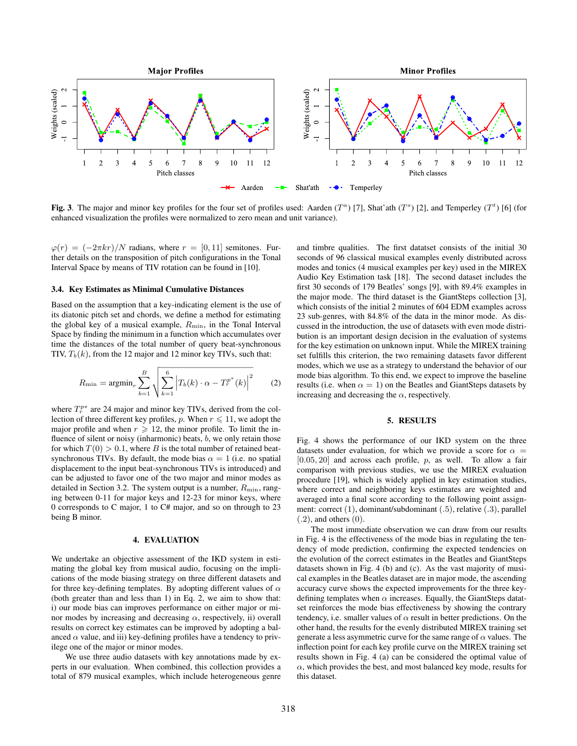**Fig. 3**. The major and minor key profiles for the four set of profiles used: Aarden ($T^a$) [7], Shat'ath ($T^s$) [2], and Temperley ($T^t$) [6] (for enhanced visualization the profiles were normalized to zero mean and unit variance).

$\varphi(r) = (-2\pi kr)/N$ radians, where $r = [0, 11]$ semitones. Further details on the transposition of pitch configurations in the Tonal Interval Space by means of TIV rotation can be found in [10].

### 3.4. Key Estimates as Minimal Cumulative Distances

Based on the assumption that a key-indicating element is the use of its diatonic pitch set and chords, we define a method for estimating the global key of a musical example, $R_{\min}$, in the Tonal Interval Space by finding the minimum in a function which accumulates over time the distances of the total number of query beat-synchronous TIV, $T_b(k)$, from the 12 major and 12 minor key TIVs, such that:

$$R_{\min} = \text{argmin}_r \sum_{b=1}^{B} \sqrt{\sum_{k=1}^{6} \left| T_b(k) \cdot \alpha - T_r^{p^*}(k) \right|^2} \tag{2}$$

where $T_r^{p*}$ are 24 major and minor key TIVs, derived from the collection of three different key profiles, $p$. When $r \leqslant 11$, we adopt the major profile and when $r \geqslant 12$, the minor profile. To limit the influence of silent or noisy (inharmonic) beats, $b$, we only retain those for which $T(0) > 0.1$, where $B$ is the total number of retained beat-synchronous TIVs. By default, the mode bias $\alpha = 1$ (i.e. no spatial displacement to the input beat-synchronous TIVs is introduced) and can be adjusted to favor one of the two major and minor modes as detailed in Section 3.2. The system output is a number, $R_{\min}$, ranging between 0-11 for major keys and 12-23 for minor keys, where 0 corresponds to C major, 1 to C# major, and so on through to 23 being B minor.

## 4. EVALUATION

We undertake an objective assessment of the IKD system in estimating the global key from musical audio, focusing on the implications of the mode biasing strategy on three different datasets and for three key-defining templates. By adopting different values of $\alpha$ (both greater than and less than 1) in Eq. 2, we aim to show that: i) our mode bias can improves performance on either major or minor modes by increasing and decreasing $\alpha$, respectively, ii) overall results on correct key estimates can be improved by adopting a balanced $\alpha$ value, and iii) key-defining profiles have a tendency to privilege one of the major or minor modes.

We use three audio datasets with key annotations made by experts in our evaluation. When combined, this collection provides a total of 879 musical examples, which include heterogeneous genre and timbre qualities. The first datatset consists of the initial 30 seconds of 96 classical musical examples evenly distributed across modes and tonics (4 musical examples per key) used in the MIREX Audio Key Estimation task [18]. The second dataset includes the first 30 seconds of 179 Beatles' songs [9], with 89.4% examples in the major mode. The third dataset is the GiantSteps collection [3], which consists of the initial 2 minutes of 604 EDM examples across 23 sub-genres, with 84.8% of the data in the minor mode. As discussed in the introduction, the use of datasets with even mode distribution is an important design decision in the evaluation of systems for the key estimation on unknown input. While the MIREX training set fulfills this criterion, the two remaining datasets favor different modes, which we use as a strategy to understand the behavior of our mode bias algorithm. To this end, we expect to improve the baseline results (i.e. when $\alpha = 1$) on the Beatles and GiantSteps datasets by increasing and decreasing the $\alpha$, respectively.

## 5. RESULTS

Fig. 4 shows the performance of our IKD system on the three datasets under evaluation, for which we provide a score for $\alpha = [0.05, 20]$ and across each profile, $p$, as well. To allow a fair comparison with previous studies, we use the MIREX evaluation procedure [19], which is widely applied in key estimation studies, where correct and neighboring keys estimates are weighted and averaged into a final score according to the following point assignment: correct (1), dominant/subdominant (.5), relative (.3), parallel (.2), and others (0).

The most immediate observation we can draw from our results in Fig. 4 is the effectiveness of the mode bias in regulating the tendency of mode prediction, confirming the expected tendencies on the evolution of the correct estimates in the Beatles and GiantSteps datasets shown in Fig. 4 (b) and (c). As the vast majority of musical examples in the Beatles dataset are in major mode, the ascending accuracy curve shows the expected improvements for the three key-defining templates when $\alpha$ increases. Equally, the GiantSteps datatset reinforces the mode bias effectiveness by showing the contrary tendency, i.e. smaller values of $\alpha$ result in better predictions. On the other hand, the results for the evenly distributed MIREX training set generate a less asymmetric curve for the same range of $\alpha$ values. The inflection point for each key profile curve on the MIREX training set results shown in Fig. 4 (a) can be considered the optimal value of $\alpha$, which provides the best, and most balanced key mode, results for this dataset.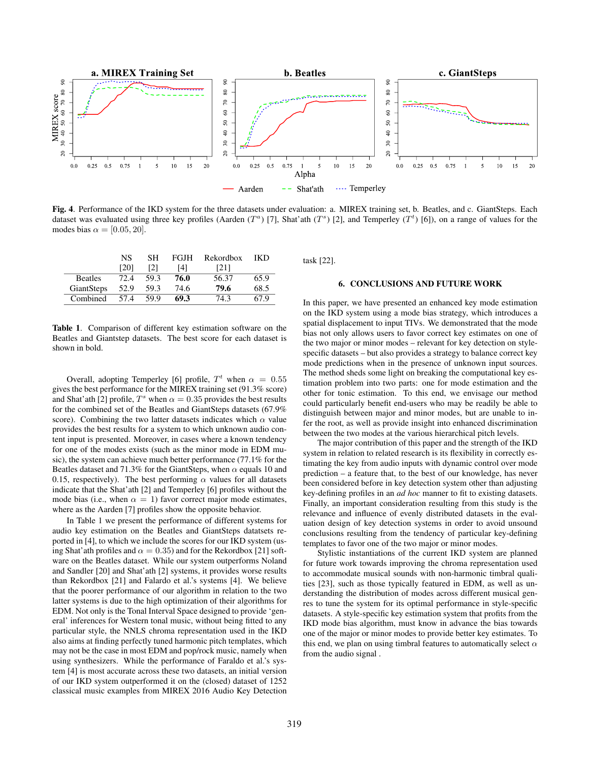a. MIREX Training Set

b. Beatles

c. GiantSteps

MIREX score

20 30 40 50 60 70 80 90

0.0 0.25 0.5 0.75 1 5 10 15 20

Alpha

Aarden Shat'ath Temperley

**Fig. 4**. Performance of the IKD system for the three datasets under evaluation: a. MIREX training set, b. Beatles, and c. GiantSteps. Each dataset was evaluated using three key profiles (Aarden ($T^a$) [7], Shat'ath ($T^s$) [2], and Temperley ($T^t$) [6]), on a range of values for the modes bias $\alpha = [0.05, 20]$.

| | NS [20] | SH [2] | FGJH [4] | Rekordbox [21] | IKD |
|---|---|---|---|---|---|
| Beatles | 72.4 | 59.3 | **76.0** | 56.37 | 65.9 |
| GiantSteps | 52.9 | 59.3 | 74.6 | **79.6** | 68.5 |
| Combined | 57.4 | 59.9 | **69.3** | 74.3 | 67.9 |

**Table 1**. Comparison of different key estimation software on the Beatles and Giantstep datasets. The best score for each dataset is shown in bold.

Overall, adopting Temperley [6] profile, $T^t$ when $\alpha = 0.55$ gives the best performance for the MIREX training set (91.3% score) and Shat'ath [2] profile, $T^s$ when $\alpha = 0.35$ provides the best results for the combined set of the Beatles and GiantSteps datasets (67.9% score). Combining the two latter datasets indicates which $\alpha$ value provides the best results for a system to which unknown audio content input is presented. Moreover, in cases where a known tendency for one of the modes exists (such as the minor mode in EDM music), the system can achieve much better performance (77.1% for the Beatles dataset and 71.3% for the GiantSteps, when $\alpha$ equals 10 and 0.15, respectively). The best performing $\alpha$ values for all datasets indicate that the Shat'ath [2] and Temperley [6] profiles without the mode bias (i.e., when $\alpha = 1$) favor correct major mode estimates, where as the Aarden [7] profiles show the opposite behavior.

In Table 1 we present the performance of different systems for audio key estimation on the Beatles and GiantSteps datatsets reported in [4], to which we include the scores for our IKD system (using Shat'ath profiles and $\alpha = 0.35$) and for the Rekordbox [21] software on the Beatles dataset. While our system outperforms Noland and Sandler [20] and Shat'ath [2] systems, it provides worse results than Rekordbox [21] and Falardo et al.'s systems [4]. We believe that the poorer performance of our algorithm in relation to the two latter systems is due to the high optimization of their algorithms for EDM. Not only is the Tonal Interval Space designed to provide 'general' inferences for Western tonal music, without being fitted to any particular style, the NNLS chroma representation used in the IKD also aims at finding perfectly tuned harmonic pitch templates, which may not be the case in most EDM and pop/rock music, namely when using synthesizers. While the performance of Faraldo et al.'s system [4] is most accurate across these two datasets, an initial version of our IKD system outperformed it on the (closed) dataset of 1252 classical music examples from MIREX 2016 Audio Key Detection task [22].

## 6. CONCLUSIONS AND FUTURE WORK

In this paper, we have presented an enhanced key mode estimation on the IKD system using a mode bias strategy, which introduces a spatial displacement to input TIVs. We demonstrated that the mode bias not only allows users to favor correct key estimates on one of the two major or minor modes – relevant for key detection on style-specific datasets – but also provides a strategy to balance correct key mode predictions when in the presence of unknown input sources. The method sheds some light on breaking the computational key estimation problem into two parts: one for mode estimation and the other for tonic estimation. To this end, we envisage our method could particularly benefit end-users who may be readily be able to distinguish between major and minor modes, but are unable to infer the root, as well as provide insight into enhanced discrimination between the two modes at the various hierarchical pitch levels.

The major contribution of this paper and the strength of the IKD system in relation to related research is its flexibility in correctly estimating the key from audio inputs with dynamic control over mode prediction – a feature that, to the best of our knowledge, has never been considered before in key detection system other than adjusting key-defining profiles in an *ad hoc* manner to fit to existing datasets. Finally, an important consideration resulting from this study is the relevance and influence of evenly distributed datasets in the evaluation design of key detection systems in order to avoid unsound conclusions resulting from the tendency of particular key-defining templates to favor one of the two major or minor modes.

Stylistic instantiations of the current IKD system are planned for future work towards improving the chroma representation used to accommodate musical sounds with non-harmonic timbral qualities [23], such as those typically featured in EDM, as well as understanding the distribution of modes across different musical genres to tune the system for its optimal performance in style-specific datasets. A style-specific key estimation system that profits from the IKD mode bias algorithm, must know in advance the bias towards one of the major or minor modes to provide better key estimates. To this end, we plan on using timbral features to automatically select $\alpha$ from the audio signal .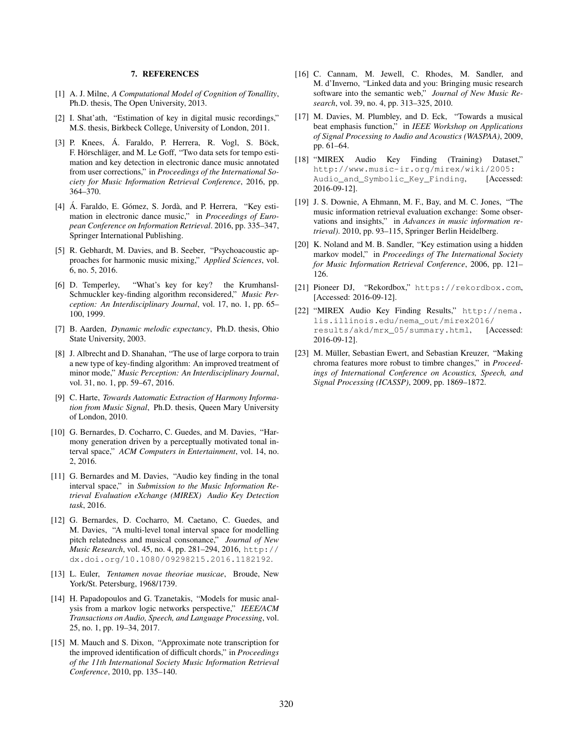## 7. REFERENCES

[1] A. J. Milne, *A Computational Model of Cognition of Tonallity*, Ph.D. thesis, The Open University, 2013.

[2] I. Shat'ath, "Estimation of key in digital music recordings," M.S. thesis, Birkbeck College, University of London, 2011.

[3] P. Knees, Á. Faraldo, P. Herrera, R. Vogl, S. Böck, F. Hörschläger, and M. Le Goff, "Two data sets for tempo estimation and key detection in electronic dance music annotated from user corrections," in *Proceedings of the International Society for Music Information Retrieval Conference*, 2016, pp. 364–370.

[4] Á. Faraldo, E. Gómez, S. Jordà, and P. Herrera, "Key estimation in electronic dance music," in *Proceedings of European Conference on Information Retrieval*. 2016, pp. 335–347, Springer International Publishing.

[5] R. Gebhardt, M. Davies, and B. Seeber, "Psychoacoustic approaches for harmonic music mixing," *Applied Sciences*, vol. 6, no. 5, 2016.

[6] D. Temperley, "What's key for key? the Krumhansl-Schmuckler key-finding algorithm reconsidered," *Music Perception: An Interdisciplinary Journal*, vol. 17, no. 1, pp. 65–100, 1999.

[7] B. Aarden, *Dynamic melodic expectancy*, Ph.D. thesis, Ohio State University, 2003.

[8] J. Albrecht and D. Shanahan, "The use of large corpora to train a new type of key-finding algorithm: An improved treatment of minor mode," *Music Perception: An Interdisciplinary Journal*, vol. 31, no. 1, pp. 59–67, 2016.

[9] C. Harte, *Towards Automatic Extraction of Harmony Information from Music Signal*, Ph.D. thesis, Queen Mary University of London, 2010.

[10] G. Bernardes, D. Cocharro, C. Guedes, and M. Davies, "Harmony generation driven by a perceptually motivated tonal interval space," *ACM Computers in Entertainment*, vol. 14, no. 2, 2016.

[11] G. Bernardes and M. Davies, "Audio key finding in the tonal interval space," in *Submission to the Music Information Retrieval Evaluation eXchange (MIREX) Audio Key Detection task*, 2016.

[12] G. Bernardes, D. Cocharro, M. Caetano, C. Guedes, and M. Davies, "A multi-level tonal interval space for modelling pitch relatedness and musical consonance," *Journal of New Music Research*, vol. 45, no. 4, pp. 281–294, 2016, http://dx.doi.org/10.1080/09298215.2016.1182192.

[13] L. Euler, *Tentamen novae theoriae musicae*, Broude, New York/St. Petersburg, 1968/1739.

[14] H. Papadopoulos and G. Tzanetakis, "Models for music analysis from a markov logic networks perspective," *IEEE/ACM Transactions on Audio, Speech, and Language Processing*, vol. 25, no. 1, pp. 19–34, 2017.

[15] M. Mauch and S. Dixon, "Approximate note transcription for the improved identification of difficult chords," in *Proceedings of the 11th International Society Music Information Retrieval Conference*, 2010, pp. 135–140.

[16] C. Cannam, M. Jewell, C. Rhodes, M. Sandler, and M. d'Inverno, "Linked data and you: Bringing music research software into the semantic web," *Journal of New Music Research*, vol. 39, no. 4, pp. 313–325, 2010.

[17] M. Davies, M. Plumbley, and D. Eck, "Towards a musical beat emphasis function," in *IEEE Workshop on Applications of Signal Processing to Audio and Acoustics (WASPAA)*, 2009, pp. 61–64.

[18] "MIREX Audio Key Finding (Training) Dataset," http://www.music-ir.org/mirex/wiki/2005:Audio_and_Symbolic_Key_Finding, [Accessed: 2016-09-12].

[19] J. S. Downie, A Ehmann, M. F., Bay, and M. C. Jones, "The music information retrieval evaluation exchange: Some observations and insights," in *Advances in music information retrieval)*. 2010, pp. 93–115, Springer Berlin Heidelberg.

[20] K. Noland and M. B. Sandler, "Key estimation using a hidden markov model," in *Proceedings of The International Society for Music Information Retrieval Conference*, 2006, pp. 121–126.

[21] Pioneer DJ, "Rekordbox," https://rekordbox.com, [Accessed: 2016-09-12].

[22] "MIREX Audio Key Finding Results," http://nema.lis.illinois.edu/nema_out/mirex2016/results/akd/mrx_05/summary.html, [Accessed: 2016-09-12].

[23] M. Müller, Sebastian Ewert, and Sebastian Kreuzer, "Making chroma features more robust to timbre changes," in *Proceedings of International Conference on Acoustics, Speech, and Signal Processing (ICASSP)*, 2009, pp. 1869–1872.